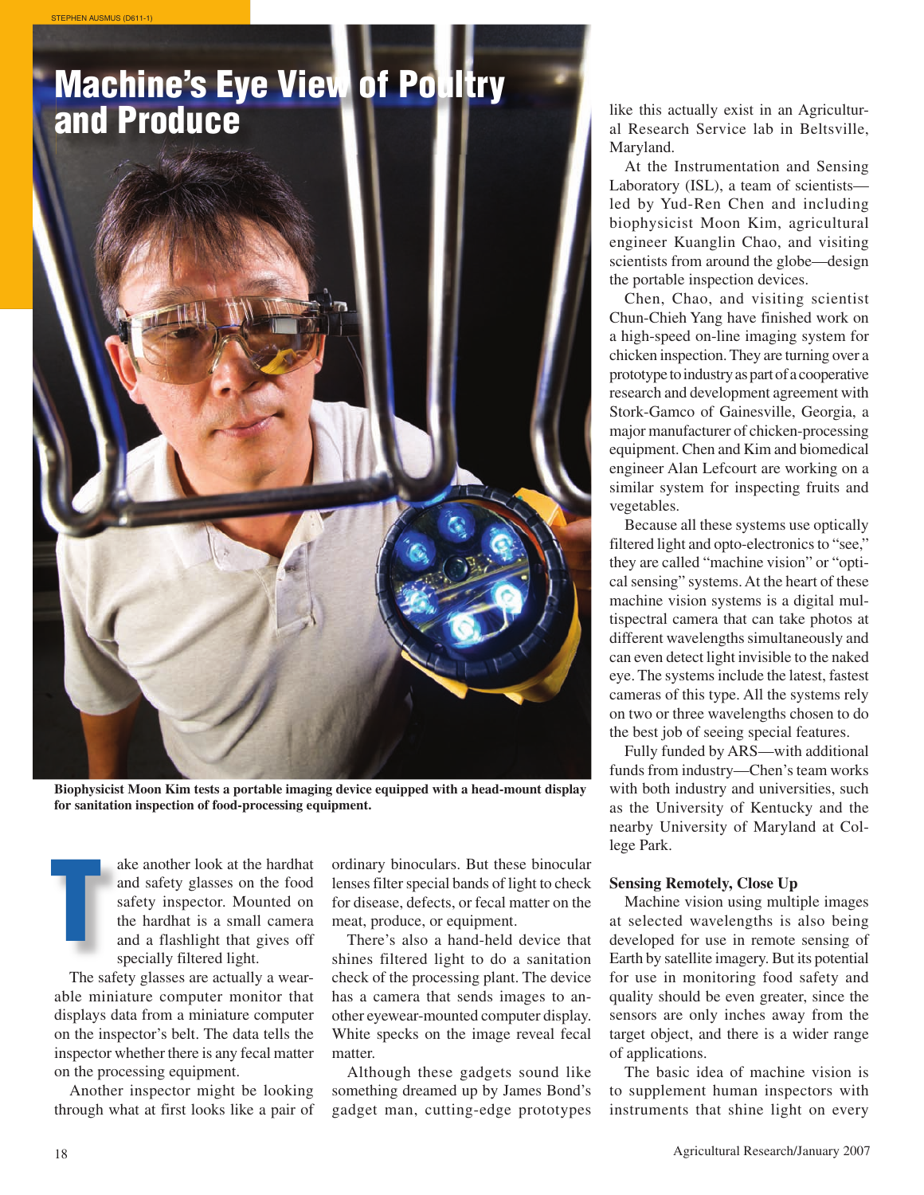# Machine's Eye View of Poultry and Produce

Biophysicist Moon Kim tests a portable imaging device equipped with a head-mount display for sanitation inspection of food-processing equipment.

Take another look at the hardhat and safety glasses on the food safety inspector. Mounted on the hardhat is a small camera and a flashlight that gives off specially filtered light.

The safety glasses are actually a wearable miniature computer monitor that displays data from a miniature computer on the inspector's belt. The data tells the inspector whether there is any fecal matter on the processing equipment.

Another inspector might be looking through what at first looks like a pair of ordinary binoculars. But these binocular lenses filter special bands of light to check for disease, defects, or fecal matter on the meat, produce, or equipment.

There's also a hand-held device that shines filtered light to do a sanitation check of the processing plant. The device has a camera that sends images to another eyewear-mounted computer display. White specks on the image reveal fecal matter.

Although these gadgets sound like something dreamed up by James Bond's gadget man, cutting-edge prototypes like this actually exist in an Agricultural Research Service lab in Beltsville, Maryland.

At the Instrumentation and Sensing Laboratory (ISL), a team of scientists—led by Yud-Ren Chen and including biophysicist Moon Kim, agricultural engineer Kuanglin Chao, and visiting scientists from around the globe—design the portable inspection devices.

Chen, Chao, and visiting scientist Chun-Chieh Yang have finished work on a high-speed on-line imaging system for chicken inspection. They are turning over a prototype to industry as part of a cooperative research and development agreement with Stork-Gamco of Gainesville, Georgia, a major manufacturer of chicken-processing equipment. Chen and Kim and biomedical engineer Alan Lefcourt are working on a similar system for inspecting fruits and vegetables.

Because all these systems use optically filtered light and opto-electronics to "see," they are called "machine vision" or "optical sensing" systems. At the heart of these machine vision systems is a digital multispectral camera that can take photos at different wavelengths simultaneously and can even detect light invisible to the naked eye. The systems include the latest, fastest cameras of this type. All the systems rely on two or three wavelengths chosen to do the best job of seeing special features.

Fully funded by ARS—with additional funds from industry—Chen's team works with both industry and universities, such as the University of Kentucky and the nearby University of Maryland at College Park.

## Sensing Remotely, Close Up

Machine vision using multiple images at selected wavelengths is also being developed for use in remote sensing of Earth by satellite imagery. But its potential for use in monitoring food safety and quality should be even greater, since the sensors are only inches away from the target object, and there is a wider range of applications.

The basic idea of machine vision is to supplement human inspectors with instruments that shine light on every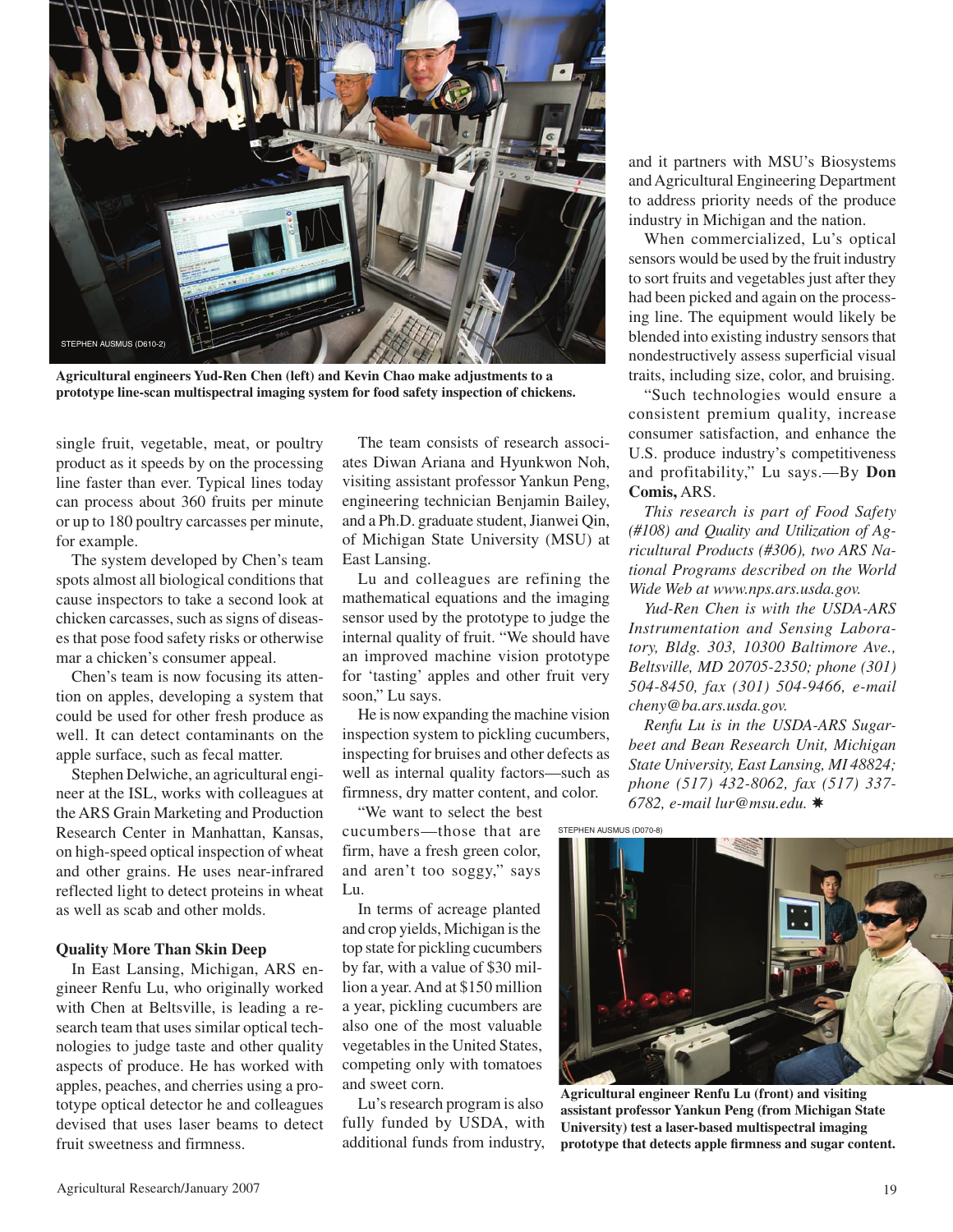Agricultural engineers Yud-Ren Chen (left) and Kevin Chao make adjustments to a prototype line-scan multispectral imaging system for food safety inspection of chickens.

single fruit, vegetable, meat, or poultry product as it speeds by on the processing line faster than ever. Typical lines today can process about 360 fruits per minute or up to 180 poultry carcasses per minute, for example.

The system developed by Chen's team spots almost all biological conditions that cause inspectors to take a second look at chicken carcasses, such as signs of diseases that pose food safety risks or otherwise mar a chicken's consumer appeal.

Chen's team is now focusing its attention on apples, developing a system that could be used for other fresh produce as well. It can detect contaminants on the apple surface, such as fecal matter.

Stephen Delwiche, an agricultural engineer at the ISL, works with colleagues at the ARS Grain Marketing and Production Research Center in Manhattan, Kansas, on high-speed optical inspection of wheat and other grains. He uses near-infrared reflected light to detect proteins in wheat as well as scab and other molds.

### Quality More Than Skin Deep

In East Lansing, Michigan, ARS engineer Renfu Lu, who originally worked with Chen at Beltsville, is leading a research team that uses similar optical technologies to judge taste and other quality aspects of produce. He has worked with apples, peaches, and cherries using a prototype optical detector he and colleagues devised that uses laser beams to detect fruit sweetness and firmness.

The team consists of research associates Diwan Ariana and Hyunkwon Noh, visiting assistant professor Yankun Peng, engineering technician Benjamin Bailey, and a Ph.D. graduate student, Jianwei Qin, of Michigan State University (MSU) at East Lansing.

Lu and colleagues are refining the mathematical equations and the imaging sensor used by the prototype to judge the internal quality of fruit. "We should have an improved machine vision prototype for 'tasting' apples and other fruit very soon," Lu says.

He is now expanding the machine vision inspection system to pickling cucumbers, inspecting for bruises and other defects as well as internal quality factors—such as firmness, dry matter content, and color.

"We want to select the best cucumbers—those that are firm, have a fresh green color, and aren't too soggy," says Lu.

In terms of acreage planted and crop yields, Michigan is the top state for pickling cucumbers by far, with a value of $30 million a year. And at $150 million a year, pickling cucumbers are also one of the most valuable vegetables in the United States, competing only with tomatoes and sweet corn.

Lu's research program is also fully funded by USDA, with additional funds from industry, and it partners with MSU's Biosystems and Agricultural Engineering Department to address priority needs of the produce industry in Michigan and the nation.

When commercialized, Lu's optical sensors would be used by the fruit industry to sort fruits and vegetables just after they had been picked and again on the processing line. The equipment would likely be blended into existing industry sensors that nondestructively assess superficial visual traits, including size, color, and bruising.

"Such technologies would ensure a consistent premium quality, increase consumer satisfaction, and enhance the U.S. produce industry's competitiveness and profitability," Lu says.—By **Don Comis,** ARS.

*This research is part of Food Safety (#108) and Quality and Utilization of Agricultural Products (#306), two ARS National Programs described on the World Wide Web at www.nps.ars.usda.gov.*

*Yud-Ren Chen is with the USDA-ARS Instrumentation and Sensing Laboratory, Bldg. 303, 10300 Baltimore Ave., Beltsville, MD 20705-2350; phone (301) 504-8450, fax (301) 504-9466, e-mail cheny@ba.ars.usda.gov.*

*Renfu Lu is in the USDA-ARS Sugarbeet and Bean Research Unit, Michigan State University, East Lansing, MI 48824; phone (517) 432-8062, fax (517) 337-6782, e-mail lur@msu.edu.* ✷

Agricultural engineer Renfu Lu (front) and visiting assistant professor Yankun Peng (from Michigan State University) test a laser-based multispectral imaging prototype that detects apple firmness and sugar content.